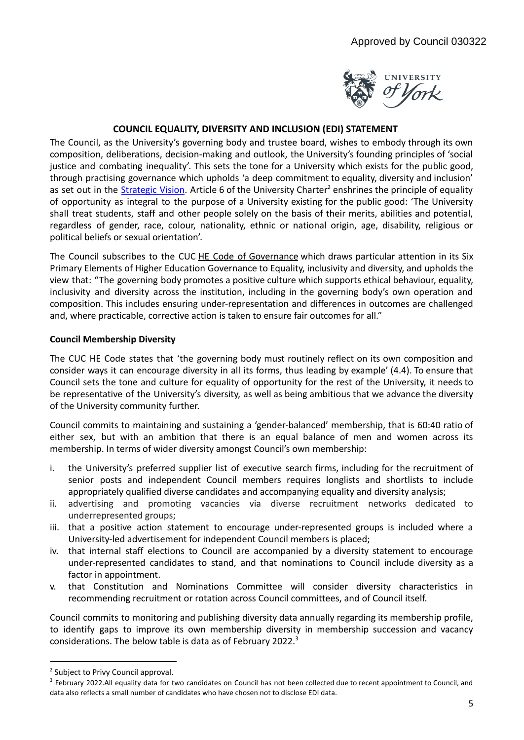Approved by Council 030322

# COUNCIL EQUALITY, DIVERSITY AND INCLUSION (EDI) STATEMENT

The Council, as the University's governing body and trustee board, wishes to embody through its own composition, deliberations, decision-making and outlook, the University's founding principles of 'social justice and combating inequality'. This sets the tone for a University which exists for the public good, through practising governance which upholds 'a deep commitment to equality, diversity and inclusion' as set out in the Strategic Vision. Article 6 of the University Charter[2] enshrines the principle of equality of opportunity as integral to the purpose of a University existing for the public good: 'The University shall treat students, staff and other people solely on the basis of their merits, abilities and potential, regardless of gender, race, colour, nationality, ethnic or national origin, age, disability, religious or political beliefs or sexual orientation'.

The Council subscribes to the CUC HE Code of Governance which draws particular attention in its Six Primary Elements of Higher Education Governance to Equality, inclusivity and diversity, and upholds the view that: "The governing body promotes a positive culture which supports ethical behaviour, equality, inclusivity and diversity across the institution, including in the governing body's own operation and composition. This includes ensuring under-representation and differences in outcomes are challenged and, where practicable, corrective action is taken to ensure fair outcomes for all."

**Council Membership Diversity**

The CUC HE Code states that 'the governing body must routinely reflect on its own composition and consider ways it can encourage diversity in all its forms, thus leading by example' (4.4). To ensure that Council sets the tone and culture for equality of opportunity for the rest of the University, it needs to be representative of the University's diversity, as well as being ambitious that we advance the diversity of the University community further.

Council commits to maintaining and sustaining a 'gender-balanced' membership, that is 60:40 ratio of either sex, but with an ambition that there is an equal balance of men and women across its membership. In terms of wider diversity amongst Council's own membership:

i. the University's preferred supplier list of executive search firms, including for the recruitment of senior posts and independent Council members requires longlists and shortlists to include appropriately qualified diverse candidates and accompanying equality and diversity analysis;
ii. advertising and promoting vacancies via diverse recruitment networks dedicated to underrepresented groups;
iii. that a positive action statement to encourage under-represented groups is included where a University-led advertisement for independent Council members is placed;
iv. that internal staff elections to Council are accompanied by a diversity statement to encourage under-represented candidates to stand, and that nominations to Council include diversity as a factor in appointment.
v. that Constitution and Nominations Committee will consider diversity characteristics in recommending recruitment or rotation across Council committees, and of Council itself.

Council commits to monitoring and publishing diversity data annually regarding its membership profile, to identify gaps to improve its own membership diversity in membership succession and vacancy considerations. The below table is data as of February 2022.[3]

[2] Subject to Privy Council approval.

[3] February 2022.All equality data for two candidates on Council has not been collected due to recent appointment to Council, and data also reflects a small number of candidates who have chosen not to disclose EDI data.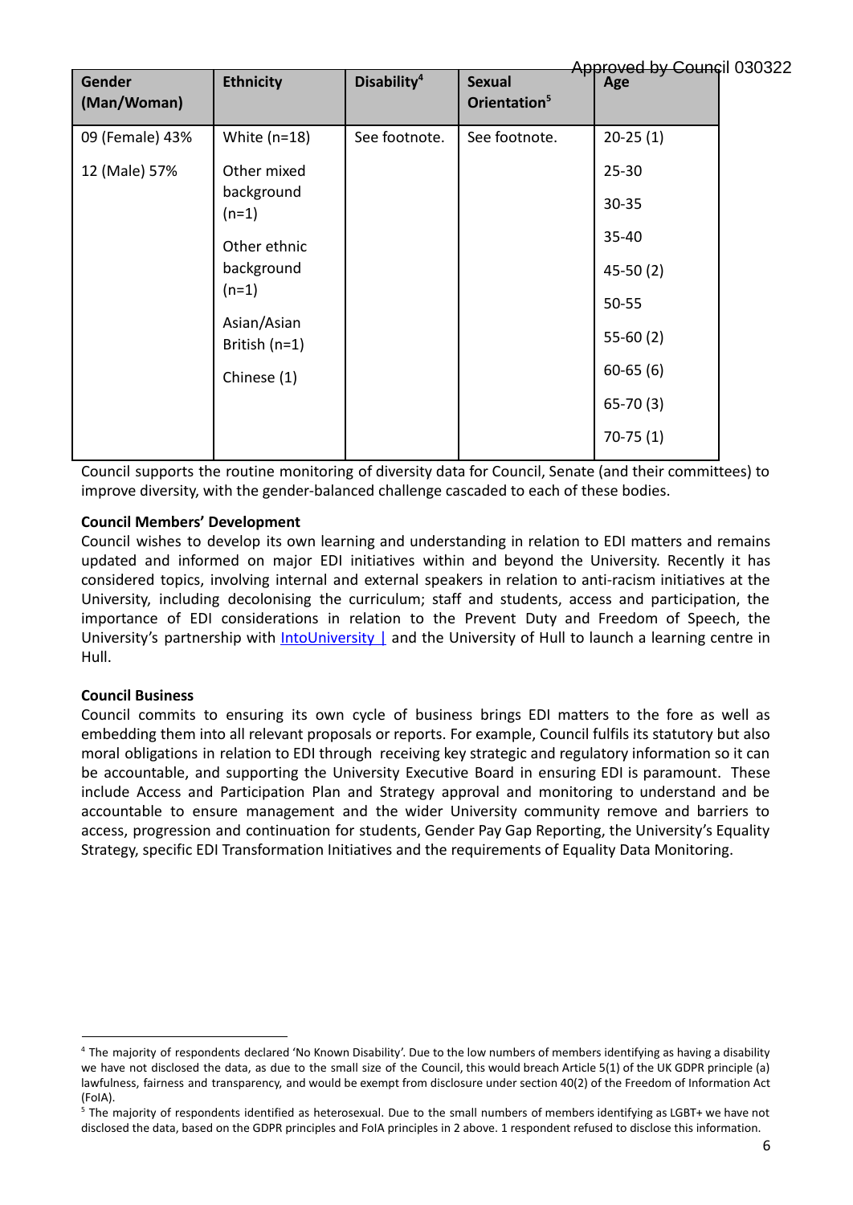Approved by Council 030322

| Gender (Man/Woman) | Ethnicity | Disability[4] | Sexual Orientation[5] | Age |
|---|---|---|---|---|
| 09 (Female) 43%<br><br>12 (Male) 57% | White (n=18)<br><br>Other mixed background (n=1)<br><br>Other ethnic background (n=1)<br><br>Asian/Asian British (n=1)<br><br>Chinese (1) | See footnote. | See footnote. | 20-25 (1)<br><br>25-30<br><br>30-35<br><br>35-40<br><br>45-50 (2)<br><br>50-55<br><br>55-60 (2)<br><br>60-65 (6)<br><br>65-70 (3)<br><br>70-75 (1) |

Council supports the routine monitoring of diversity data for Council, Senate (and their committees) to improve diversity, with the gender-balanced challenge cascaded to each of these bodies.

**Council Members' Development**

Council wishes to develop its own learning and understanding in relation to EDI matters and remains updated and informed on major EDI initiatives within and beyond the University. Recently it has considered topics, involving internal and external speakers in relation to anti-racism initiatives at the University, including decolonising the curriculum; staff and students, access and participation, the importance of EDI considerations in relation to the Prevent Duty and Freedom of Speech, the University's partnership with IntoUniversity | and the University of Hull to launch a learning centre in Hull.

**Council Business**

Council commits to ensuring its own cycle of business brings EDI matters to the fore as well as embedding them into all relevant proposals or reports. For example, Council fulfils its statutory but also moral obligations in relation to EDI through receiving key strategic and regulatory information so it can be accountable, and supporting the University Executive Board in ensuring EDI is paramount. These include Access and Participation Plan and Strategy approval and monitoring to understand and be accountable to ensure management and the wider University community remove and barriers to access, progression and continuation for students, Gender Pay Gap Reporting, the University's Equality Strategy, specific EDI Transformation Initiatives and the requirements of Equality Data Monitoring.

---

[4] The majority of respondents declared 'No Known Disability'. Due to the low numbers of members identifying as having a disability we have not disclosed the data, as due to the small size of the Council, this would breach Article 5(1) of the UK GDPR principle (a) lawfulness, fairness and transparency, and would be exempt from disclosure under section 40(2) of the Freedom of Information Act (FoIA).

[5] The majority of respondents identified as heterosexual. Due to the small numbers of members identifying as LGBT+ we have not disclosed the data, based on the GDPR principles and FoIA principles in 2 above. 1 respondent refused to disclose this information.